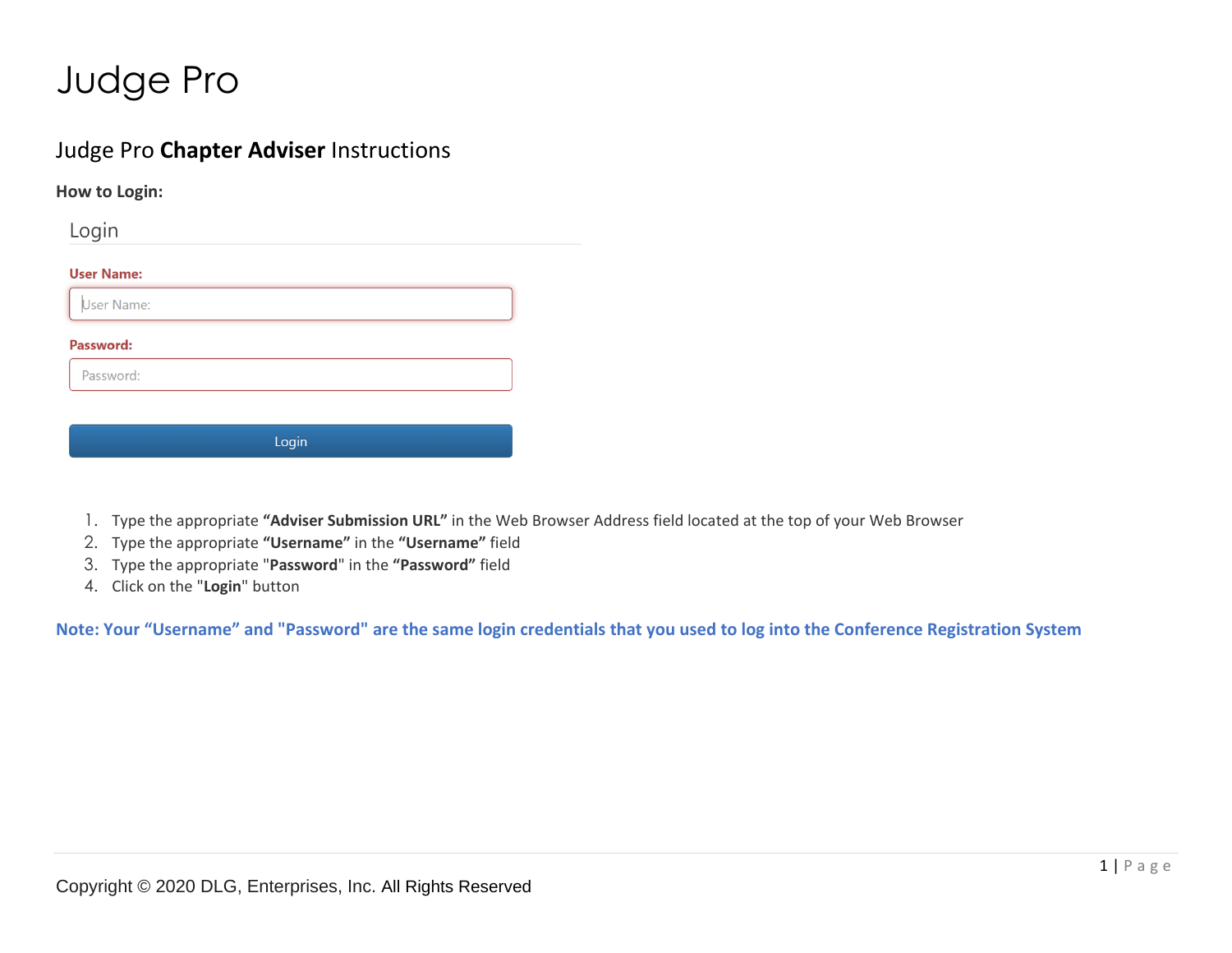# Judge Pro

## Judge Pro **Chapter Adviser** Instructions

**How to Login:**

Login

**User Name:**

User Name:

**Password:**

Password:

Login

1. Type the appropriate **"Adviser Submission URL"** in the Web Browser Address field located at the top of your Web Browser
2. Type the appropriate **"Username"** in the **"Username"** field
3. Type the appropriate "**Password**" in the **"Password"** field
4. Click on the "**Login**" button

**Note: Your "Username" and "Password" are the same login credentials that you used to log into the Conference Registration System**

Copyright © 2020 DLG, Enterprises, Inc. All Rights Reserved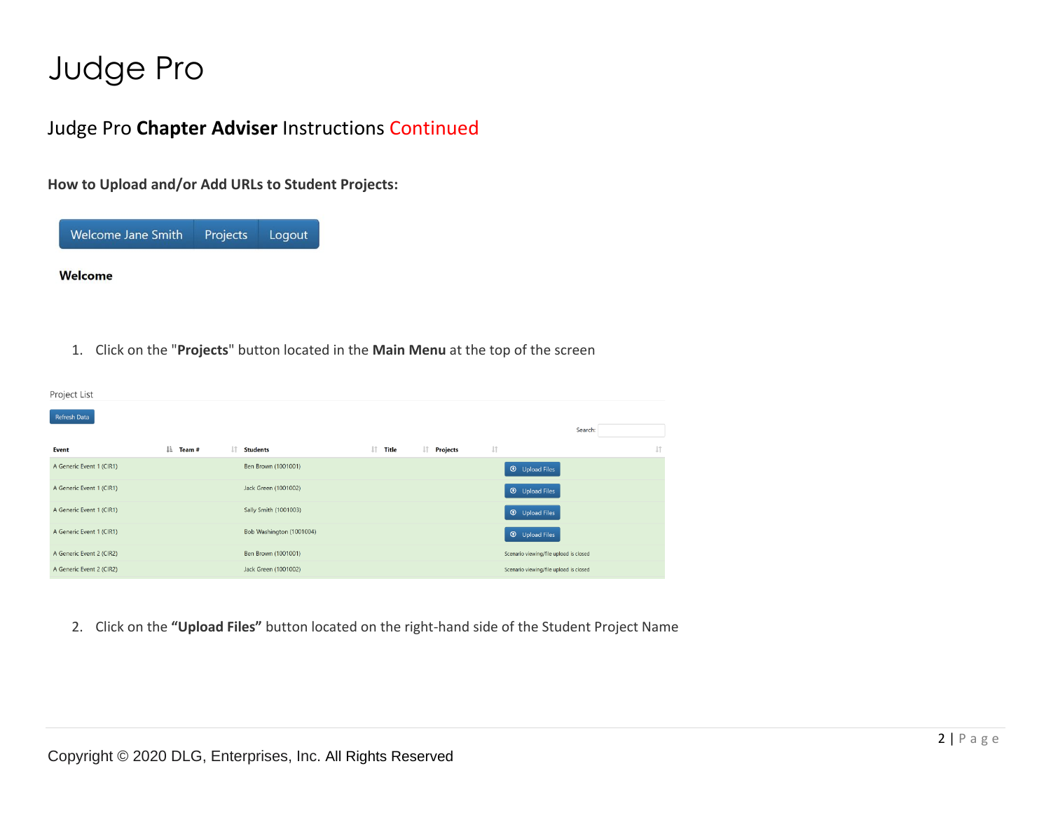# Judge Pro

## Judge Pro **Chapter Adviser** Instructions Continued

**How to Upload and/or Add URLs to Student Projects:**

Welcome Jane Smith | Projects | Logout

**Welcome**

1. Click on the "**Projects**" button located in the **Main Menu** at the top of the screen

Project List

Refresh Data

Search:

| Event | Team # | Students | Title | Projects | |
|---|---|---|---|---|---|
| A Generic Event 1 (CIR1) | | Ben Brown (1001001) | | | Upload Files |
| A Generic Event 1 (CIR1) | | Jack Green (1001002) | | | Upload Files |
| A Generic Event 1 (CIR1) | | Sally Smith (1001003) | | | Upload Files |
| A Generic Event 1 (CIR1) | | Bob Washington (1001004) | | | Upload Files |
| A Generic Event 2 (CIR2) | | Ben Brown (1001001) | | | Scenario viewing/file upload is closed |
| A Generic Event 2 (CIR2) | | Jack Green (1001002) | | | Scenario viewing/file upload is closed |

2. Click on the **"Upload Files"** button located on the right-hand side of the Student Project Name

Copyright © 2020 DLG, Enterprises, Inc. All Rights Reserved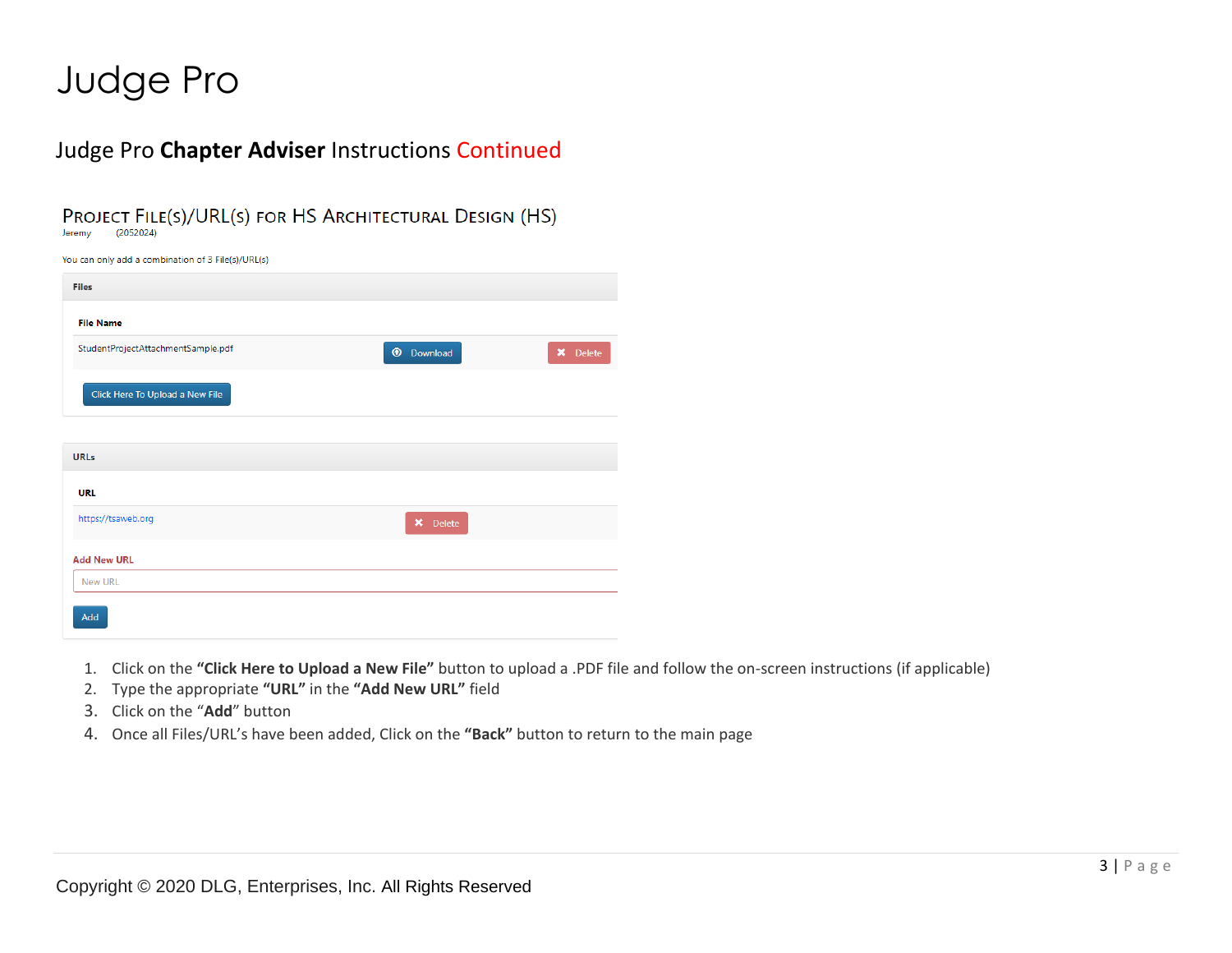# Judge Pro

## Judge Pro **Chapter Adviser** Instructions Continued

### Project File(s)/URL(s) for HS Architectural Design (HS)

Jeremy (2052024)

You can only add a combination of 3 File(s)/URL(s)

**Files**

| File Name | | |
|---|---|---|
| StudentProjectAttachmentSample.pdf | Download | Delete |

Click Here To Upload a New File

**URLs**

| URL | |
|---|---|
| https://tsaweb.org | Delete |

Add New URL

New URL

Add

1. Click on the **"Click Here to Upload a New File"** button to upload a .PDF file and follow the on-screen instructions (if applicable)
2. Type the appropriate **"URL"** in the **"Add New URL"** field
3. Click on the "**Add**" button
4. Once all Files/URL's have been added, Click on the **"Back"** button to return to the main page

Copyright © 2020 DLG, Enterprises, Inc. All Rights Reserved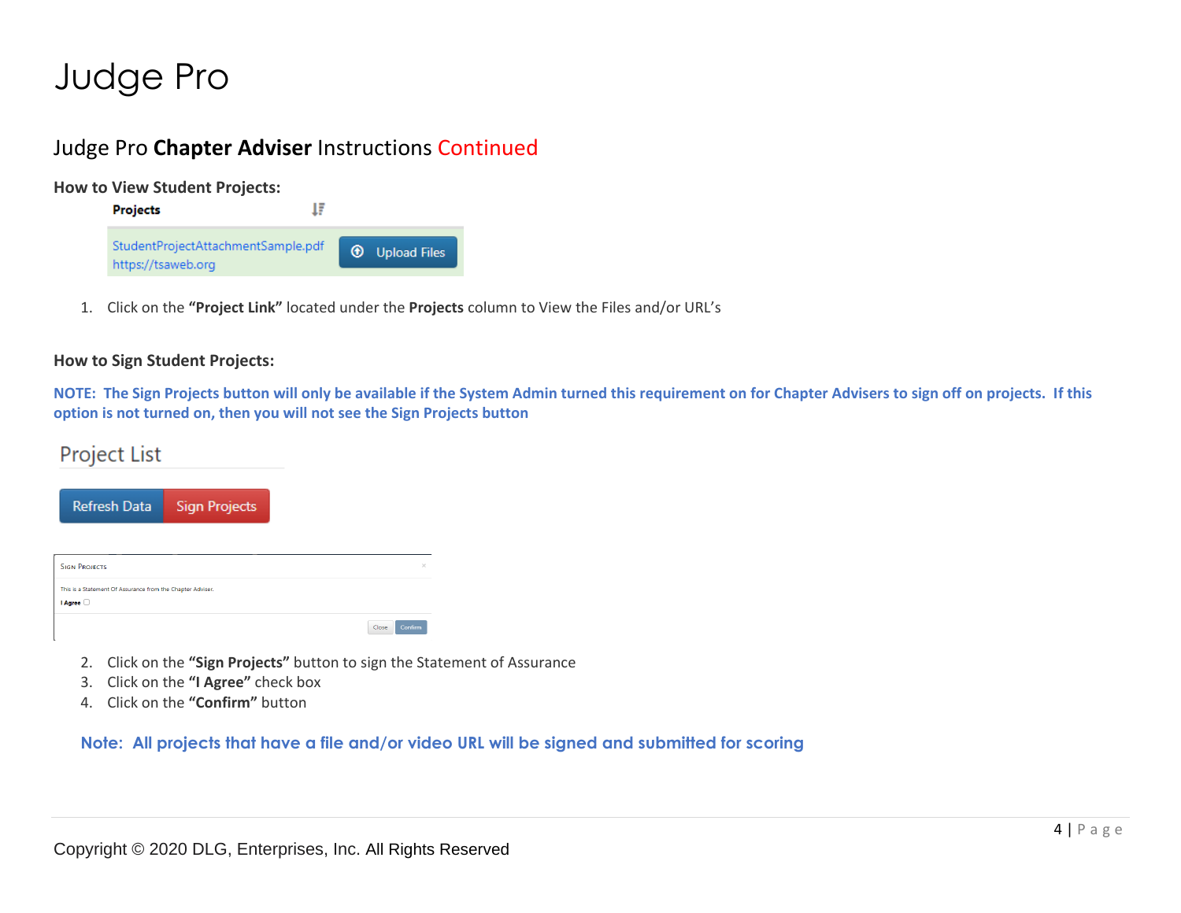# Judge Pro

## Judge Pro **Chapter Adviser** Instructions Continued

**How to View Student Projects:**

**Projects**

StudentProjectAttachmentSample.pdf
https://tsaweb.org

Upload Files

1. Click on the **"Project Link"** located under the **Projects** column to View the Files and/or URL's

**How to Sign Student Projects:**

**NOTE: The Sign Projects button will only be available if the System Admin turned this requirement on for Chapter Advisers to sign off on projects. If this option is not turned on, then you will not see the Sign Projects button**

Project List

Refresh Data | Sign Projects

SIGN PROJECTS

This is a Statement Of Assurance from the Chapter Adviser.

**I Agree** ☐

Close | Confirm

2. Click on the **"Sign Projects"** button to sign the Statement of Assurance
3. Click on the **"I Agree"** check box
4. Click on the **"Confirm"** button

**Note: All projects that have a file and/or video URL will be signed and submitted for scoring**

Copyright © 2020 DLG, Enterprises, Inc. All Rights Reserved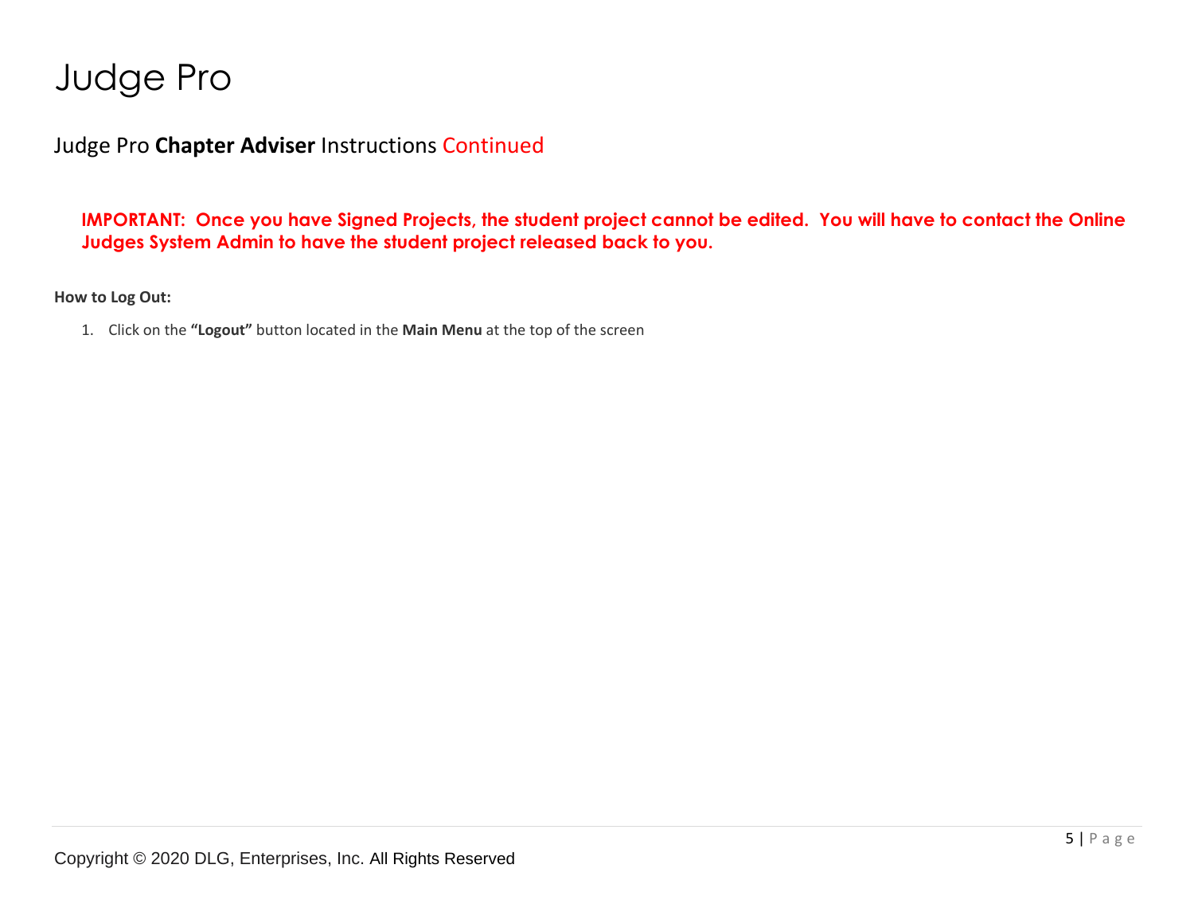# Judge Pro

## Judge Pro **Chapter Adviser** Instructions Continued

**IMPORTANT: Once you have Signed Projects, the student project cannot be edited. You will have to contact the Online Judges System Admin to have the student project released back to you.**

**How to Log Out:**

1. Click on the **"Logout"** button located in the **Main Menu** at the top of the screen

Copyright © 2020 DLG, Enterprises, Inc. All Rights Reserved